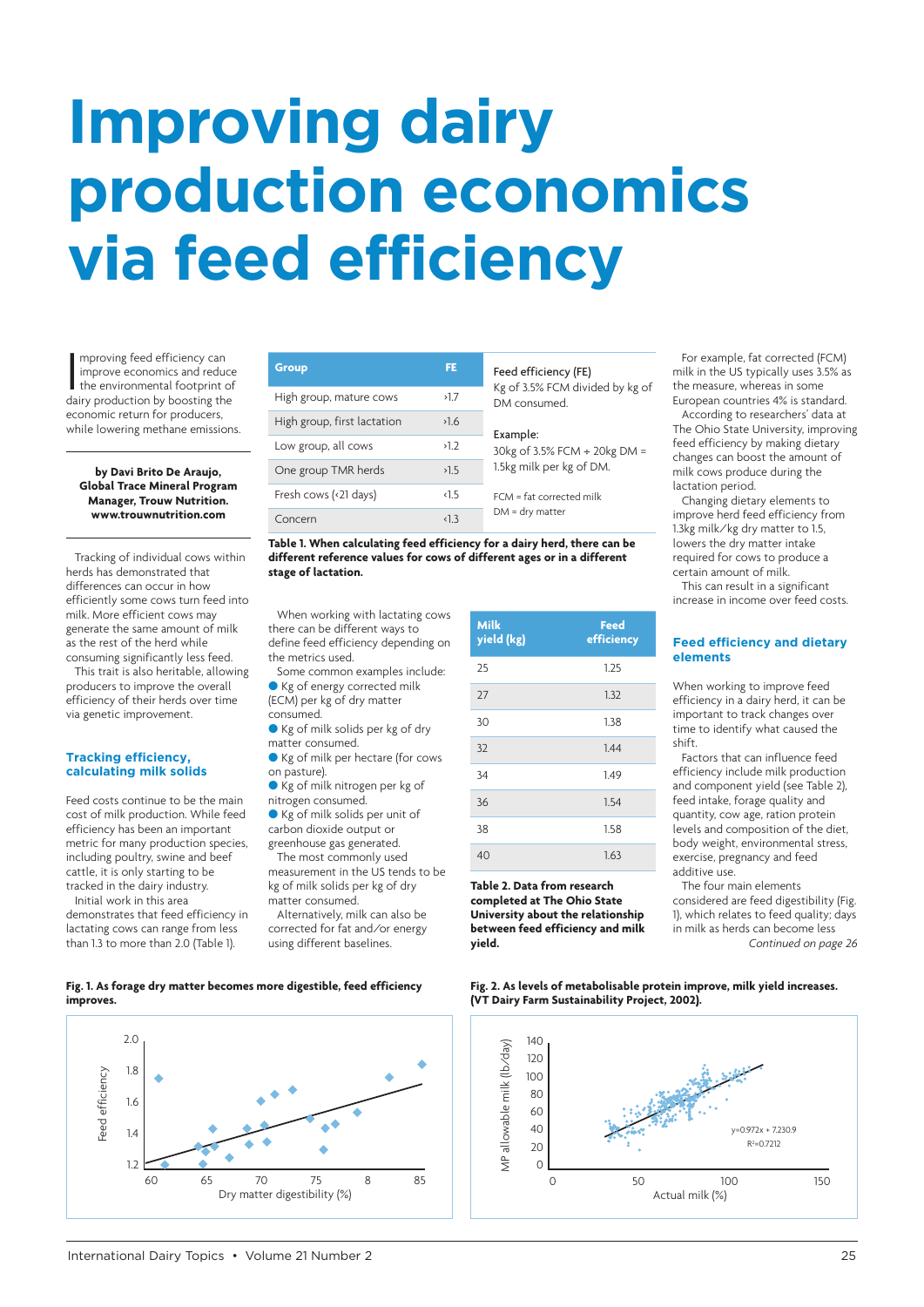# Improving dairy production economics via feed efficiency

Improving feed efficiency can improve economics and reduce the environmental footprint of dairy production by boosting the economic return for producers, while lowering methane emissions.

**by Davi Brito De Araujo, Global Trace Mineral Program Manager, Trouw Nutrition. www.trouwnutrition.com**

Tracking of individual cows within herds has demonstrated that differences can occur in how efficiently some cows turn feed into milk. More efficient cows may generate the same amount of milk as the rest of the herd while consuming significantly less feed.

This trait is also heritable, allowing producers to improve the overall efficiency of their herds over time via genetic improvement.

## Tracking efficiency, calculating milk solids

Feed costs continue to be the main cost of milk production. While feed efficiency has been an important metric for many production species, including poultry, swine and beef cattle, it is only starting to be tracked in the dairy industry.

Initial work in this area demonstrates that feed efficiency in lactating cows can range from less than 1.3 to more than 2.0 (Table 1).

| Group | FE |
|---|---|
| High group, mature cows | >1.7 |
| High group, first lactation | >1.6 |
| Low group, all cows | >1.2 |
| One group TMR herds | >1.5 |
| Fresh cows (<21 days) | <1.5 |
| Concern | <1.3 |

Feed efficiency (FE)
Kg of 3.5% FCM divided by kg of DM consumed.

Example:
30kg of 3.5% FCM ÷ 20kg DM = 1.5kg milk per kg of DM.

FCM = fat corrected milk
DM = dry matter

**Table 1. When calculating feed efficiency for a dairy herd, there can be different reference values for cows of different ages or in a different stage of lactation.**

When working with lactating cows there can be different ways to define feed efficiency depending on the metrics used.

Some common examples include:

- Kg of energy corrected milk (ECM) per kg of dry matter consumed.
- Kg of milk solids per kg of dry matter consumed.
- Kg of milk per hectare (for cows on pasture).
- Kg of milk nitrogen per kg of nitrogen consumed.
- Kg of milk solids per unit of carbon dioxide output or greenhouse gas generated.

The most commonly used measurement in the US tends to be kg of milk solids per kg of dry matter consumed.

Alternatively, milk can also be corrected for fat and/or energy using different baselines.

| Milk yield (kg) | Feed efficiency |
|---|---|
| 25 | 1.25 |
| 27 | 1.32 |
| 30 | 1.38 |
| 32 | 1.44 |
| 34 | 1.49 |
| 36 | 1.54 |
| 38 | 1.58 |
| 40 | 1.63 |

**Table 2. Data from research completed at The Ohio State University about the relationship between feed efficiency and milk yield.**

For example, fat corrected (FCM) milk in the US typically uses 3.5% as the measure, whereas in some European countries 4% is standard.

According to researchers' data at The Ohio State University, improving feed efficiency by making dietary changes can boost the amount of milk cows produce during the lactation period.

Changing dietary elements to improve herd feed efficiency from 1.3kg milk/kg dry matter to 1.5, lowers the dry matter intake required for cows to produce a certain amount of milk.

This can result in a significant increase in income over feed costs.

## Feed efficiency and dietary elements

When working to improve feed efficiency in a dairy herd, it can be important to track changes over time to identify what caused the shift.

Factors that can influence feed efficiency include milk production and component yield (see Table 2), feed intake, forage quality and quantity, cow age, ration protein levels and composition of the diet, body weight, environmental stress, exercise, pregnancy and feed additive use.

The four main elements considered are feed digestibility (Fig. 1), which relates to feed quality; days in milk as herds can become less

*Continued on page 26*

**Fig. 1. As forage dry matter becomes more digestible, feed efficiency improves.**

**Fig. 2. As levels of metabolisable protein improve, milk yield increases. (VT Dairy Farm Sustainability Project, 2002).**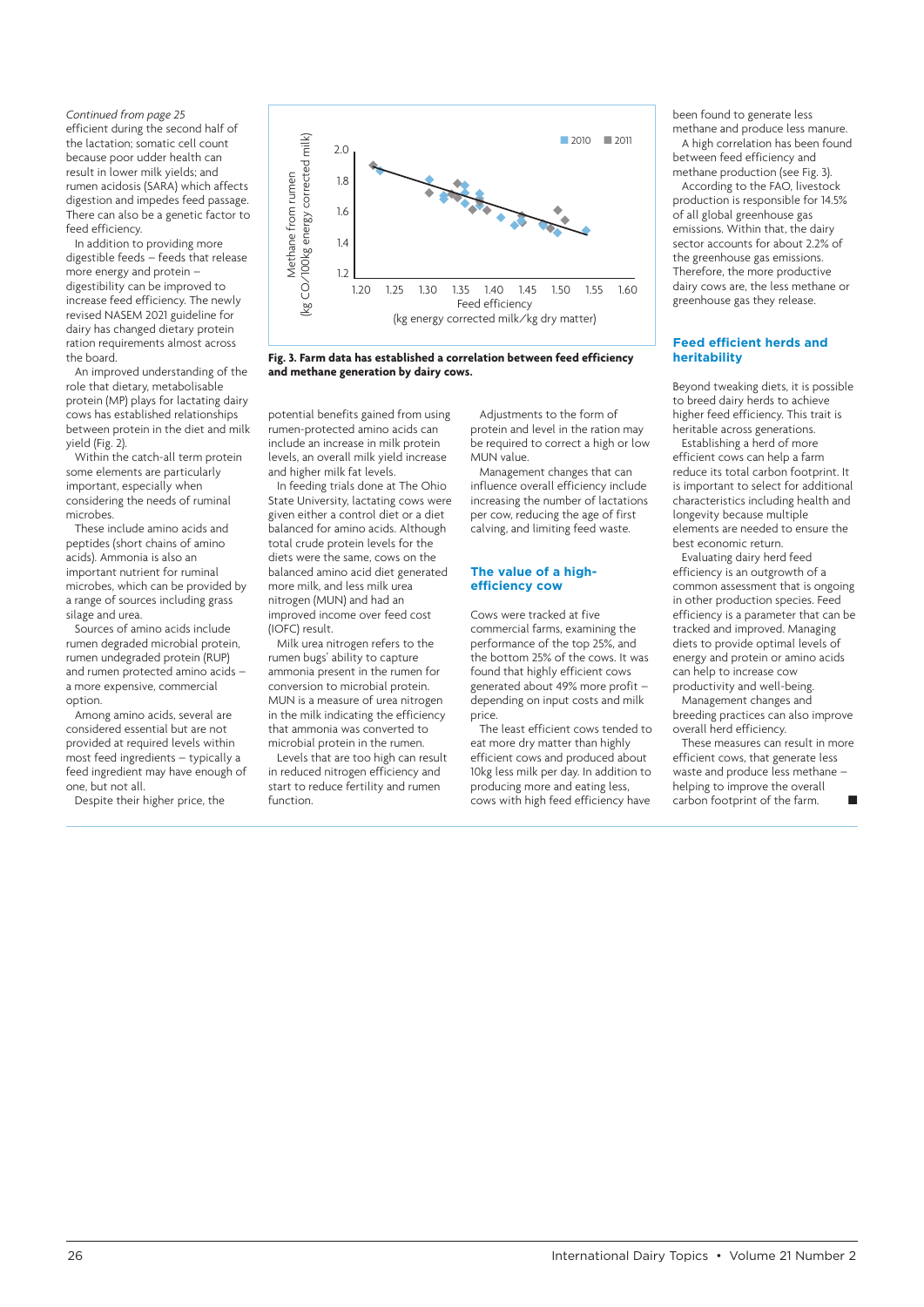*Continued from page 25*

efficient during the second half of the lactation; somatic cell count because poor udder health can result in lower milk yields; and rumen acidosis (SARA) which affects digestion and impedes feed passage. There can also be a genetic factor to feed efficiency.

In addition to providing more digestible feeds – feeds that release more energy and protein – digestibility can be improved to increase feed efficiency. The newly revised NASEM 2021 guideline for dairy has changed dietary protein ration requirements almost across the board.

An improved understanding of the role that dietary, metabolisable protein (MP) plays for lactating dairy cows has established relationships between protein in the diet and milk yield (Fig. 2).

Within the catch-all term protein some elements are particularly important, especially when considering the needs of ruminal microbes.

These include amino acids and peptides (short chains of amino acids). Ammonia is also an important nutrient for ruminal microbes, which can be provided by a range of sources including grass silage and urea.

Sources of amino acids include rumen degraded microbial protein, rumen undegraded protein (RUP) and rumen protected amino acids – a more expensive, commercial option.

Among amino acids, several are considered essential but are not provided at required levels within most feed ingredients – typically a feed ingredient may have enough of one, but not all.

Despite their higher price, the potential benefits gained from using rumen-protected amino acids can include an increase in milk protein levels, an overall milk yield increase and higher milk fat levels.

In feeding trials done at The Ohio State University, lactating cows were given either a control diet or a diet balanced for amino acids. Although total crude protein levels for the diets were the same, cows on the balanced amino acid diet generated more milk, and less milk urea nitrogen (MUN) and had an improved income over feed cost (IOFC) result.

Milk urea nitrogen refers to the rumen bugs' ability to capture ammonia present in the rumen for conversion to microbial protein. MUN is a measure of urea nitrogen in the milk indicating the efficiency that ammonia was converted to microbial protein in the rumen.

Levels that are too high can result in reduced nitrogen efficiency and start to reduce fertility and rumen function.

Adjustments to the form of protein and level in the ration may be required to correct a high or low MUN value.

Management changes that can influence overall efficiency include increasing the number of lactations per cow, reducing the age of first calving, and limiting feed waste.

2010 2011

Methane from rumen ($kg\ CO_2/100kg$ energy corrected milk)

2.0
1.8
1.6
1.4
1.2

1.20 1.25 1.30 1.35 1.40 1.45 1.50 1.55 1.60

Feed efficiency (kg energy corrected milk/kg dry matter)

**Fig. 3. Farm data has established a correlation between feed efficiency and methane generation by dairy cows.**

## The value of a high-efficiency cow

Cows were tracked at five commercial farms, examining the performance of the top 25%, and the bottom 25% of the cows. It was found that highly efficient cows generated about 49% more profit – depending on input costs and milk price.

The least efficient cows tended to eat more dry matter than highly efficient cows and produced about 10kg less milk per day. In addition to producing more and eating less, cows with high feed efficiency have been found to generate less methane and produce less manure.

A high correlation has been found between feed efficiency and methane production (see Fig. 3).

According to the FAO, livestock production is responsible for 14.5% of all global greenhouse gas emissions. Within that, the dairy sector accounts for about 2.2% of the greenhouse gas emissions. Therefore, the more productive dairy cows are, the less methane or greenhouse gas they release.

## Feed efficient herds and heritability

Beyond tweaking diets, it is possible to breed dairy herds to achieve higher feed efficiency. This trait is heritable across generations.

Establishing a herd of more efficient cows can help a farm reduce its total carbon footprint. It is important to select for additional characteristics including health and longevity because multiple elements are needed to ensure the best economic return.

Evaluating dairy herd feed efficiency is an outgrowth of a common assessment that is ongoing in other production species. Feed efficiency is a parameter that can be tracked and improved. Managing diets to provide optimal levels of energy and protein or amino acids can help to increase cow productivity and well-being.

Management changes and breeding practices can also improve overall herd efficiency.

These measures can result in more efficient cows, that generate less waste and produce less methane – helping to improve the overall carbon footprint of the farm. ■